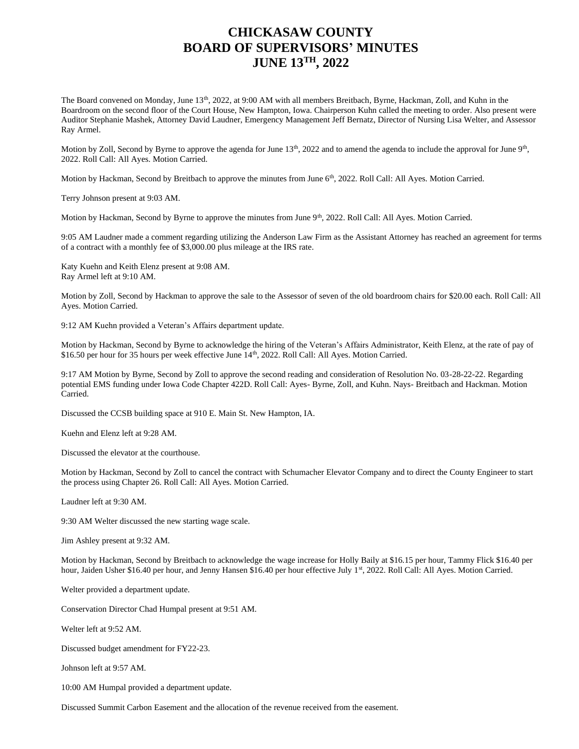# CHICKASAW COUNTY
# BOARD OF SUPERVISORS' MINUTES
# JUNE 13TH, 2022

The Board convened on Monday, June 13th, 2022, at 9:00 AM with all members Breitbach, Byrne, Hackman, Zoll, and Kuhn in the Boardroom on the second floor of the Court House, New Hampton, Iowa. Chairperson Kuhn called the meeting to order. Also present were Auditor Stephanie Mashek, Attorney David Laudner, Emergency Management Jeff Bernatz, Director of Nursing Lisa Welter, and Assessor Ray Armel.

Motion by Zoll, Second by Byrne to approve the agenda for June 13th, 2022 and to amend the agenda to include the approval for June 9th, 2022. Roll Call: All Ayes. Motion Carried.

Motion by Hackman, Second by Breitbach to approve the minutes from June 6th, 2022. Roll Call: All Ayes. Motion Carried.

Terry Johnson present at 9:03 AM.

Motion by Hackman, Second by Byrne to approve the minutes from June 9th, 2022. Roll Call: All Ayes. Motion Carried.

9:05 AM Laudner made a comment regarding utilizing the Anderson Law Firm as the Assistant Attorney has reached an agreement for terms of a contract with a monthly fee of $3,000.00 plus mileage at the IRS rate.

Katy Kuehn and Keith Elenz present at 9:08 AM.
Ray Armel left at 9:10 AM.

Motion by Zoll, Second by Hackman to approve the sale to the Assessor of seven of the old boardroom chairs for $20.00 each. Roll Call: All Ayes. Motion Carried.

9:12 AM Kuehn provided a Veteran's Affairs department update.

Motion by Hackman, Second by Byrne to acknowledge the hiring of the Veteran's Affairs Administrator, Keith Elenz, at the rate of pay of $16.50 per hour for 35 hours per week effective June 14th, 2022. Roll Call: All Ayes. Motion Carried.

9:17 AM Motion by Byrne, Second by Zoll to approve the second reading and consideration of Resolution No. 03-28-22-22. Regarding potential EMS funding under Iowa Code Chapter 422D. Roll Call: Ayes- Byrne, Zoll, and Kuhn. Nays- Breitbach and Hackman. Motion Carried.

Discussed the CCSB building space at 910 E. Main St. New Hampton, IA.

Kuehn and Elenz left at 9:28 AM.

Discussed the elevator at the courthouse.

Motion by Hackman, Second by Zoll to cancel the contract with Schumacher Elevator Company and to direct the County Engineer to start the process using Chapter 26. Roll Call: All Ayes. Motion Carried.

Laudner left at 9:30 AM.

9:30 AM Welter discussed the new starting wage scale.

Jim Ashley present at 9:32 AM.

Motion by Hackman, Second by Breitbach to acknowledge the wage increase for Holly Baily at $16.15 per hour, Tammy Flick $16.40 per hour, Jaiden Usher $16.40 per hour, and Jenny Hansen $16.40 per hour effective July 1st, 2022. Roll Call: All Ayes. Motion Carried.

Welter provided a department update.

Conservation Director Chad Humpal present at 9:51 AM.

Welter left at 9:52 AM.

Discussed budget amendment for FY22-23.

Johnson left at 9:57 AM.

10:00 AM Humpal provided a department update.

Discussed Summit Carbon Easement and the allocation of the revenue received from the easement.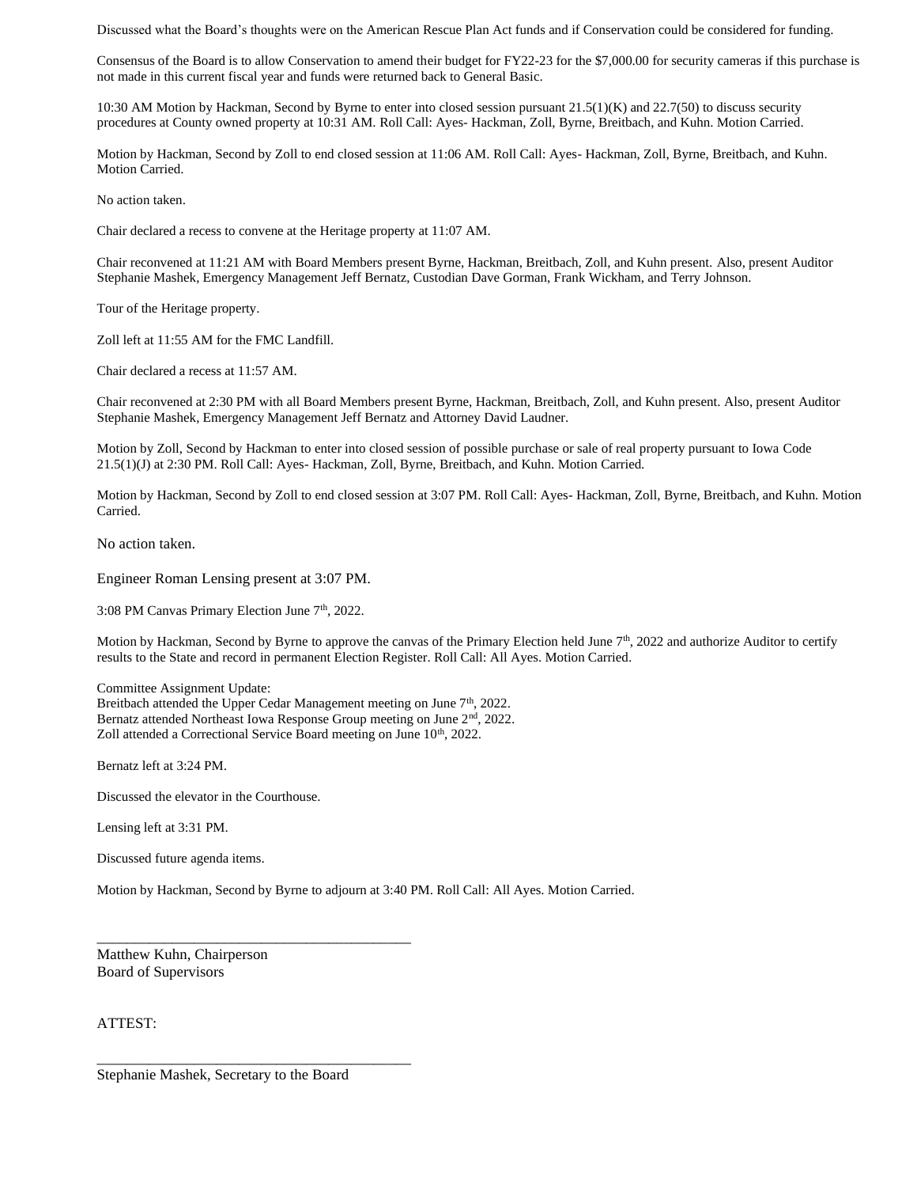Discussed what the Board's thoughts were on the American Rescue Plan Act funds and if Conservation could be considered for funding.

Consensus of the Board is to allow Conservation to amend their budget for FY22-23 for the $7,000.00 for security cameras if this purchase is not made in this current fiscal year and funds were returned back to General Basic.

10:30 AM Motion by Hackman, Second by Byrne to enter into closed session pursuant 21.5(1)(K) and 22.7(50) to discuss security procedures at County owned property at 10:31 AM. Roll Call: Ayes- Hackman, Zoll, Byrne, Breitbach, and Kuhn. Motion Carried.

Motion by Hackman, Second by Zoll to end closed session at 11:06 AM. Roll Call: Ayes- Hackman, Zoll, Byrne, Breitbach, and Kuhn. Motion Carried.

No action taken.

Chair declared a recess to convene at the Heritage property at 11:07 AM.

Chair reconvened at 11:21 AM with Board Members present Byrne, Hackman, Breitbach, Zoll, and Kuhn present. Also, present Auditor Stephanie Mashek, Emergency Management Jeff Bernatz, Custodian Dave Gorman, Frank Wickham, and Terry Johnson.

Tour of the Heritage property.

Zoll left at 11:55 AM for the FMC Landfill.

Chair declared a recess at 11:57 AM.

Chair reconvened at 2:30 PM with all Board Members present Byrne, Hackman, Breitbach, Zoll, and Kuhn present. Also, present Auditor Stephanie Mashek, Emergency Management Jeff Bernatz and Attorney David Laudner.

Motion by Zoll, Second by Hackman to enter into closed session of possible purchase or sale of real property pursuant to Iowa Code 21.5(1)(J) at 2:30 PM. Roll Call: Ayes- Hackman, Zoll, Byrne, Breitbach, and Kuhn. Motion Carried.

Motion by Hackman, Second by Zoll to end closed session at 3:07 PM. Roll Call: Ayes- Hackman, Zoll, Byrne, Breitbach, and Kuhn. Motion Carried.

No action taken.

Engineer Roman Lensing present at 3:07 PM.

3:08 PM Canvas Primary Election June 7th, 2022.

Motion by Hackman, Second by Byrne to approve the canvas of the Primary Election held June 7th, 2022 and authorize Auditor to certify results to the State and record in permanent Election Register. Roll Call: All Ayes. Motion Carried.

Committee Assignment Update:
Breitbach attended the Upper Cedar Management meeting on June 7th, 2022.
Bernatz attended Northeast Iowa Response Group meeting on June 2nd, 2022.
Zoll attended a Correctional Service Board meeting on June 10th, 2022.

Bernatz left at 3:24 PM.

Discussed the elevator in the Courthouse.

Lensing left at 3:31 PM.

Discussed future agenda items.

Motion by Hackman, Second by Byrne to adjourn at 3:40 PM. Roll Call: All Ayes. Motion Carried.

\_\_\_\_\_\_\_\_\_\_\_\_\_\_\_\_\_\_\_\_\_\_\_\_\_\_\_\_\_\_\_\_\_\_\_\_\_\_\_\_\_\_
Matthew Kuhn, Chairperson
Board of Supervisors

ATTEST:

\_\_\_\_\_\_\_\_\_\_\_\_\_\_\_\_\_\_\_\_\_\_\_\_\_\_\_\_\_\_\_\_\_\_\_\_\_\_\_\_\_\_
Stephanie Mashek, Secretary to the Board